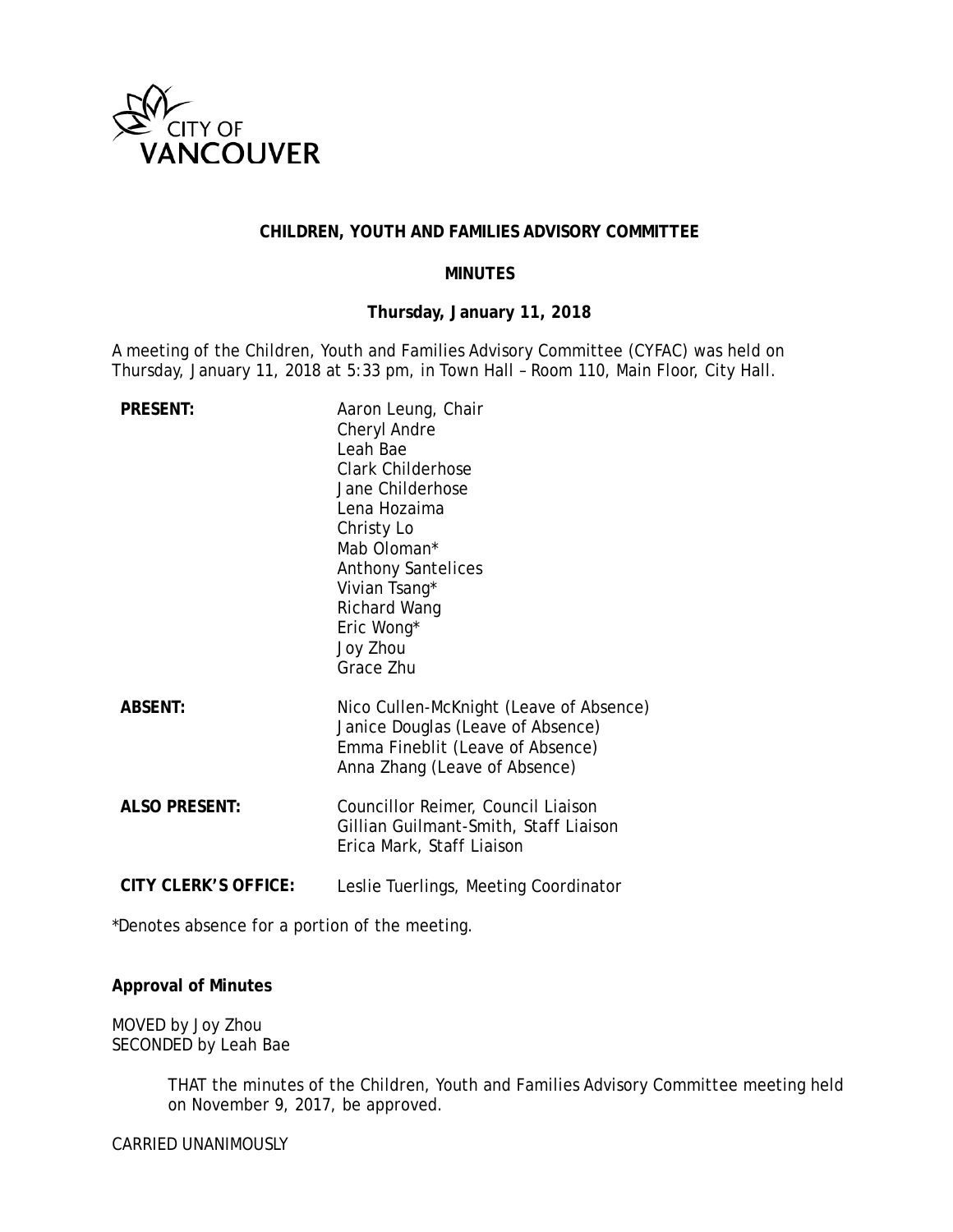CITY OF VANCOUVER

# CHILDREN, YOUTH AND FAMILIES ADVISORY COMMITTEE

## MINUTES

**Thursday, January 11, 2018**

A meeting of the Children, Youth and Families Advisory Committee (CYFAC) was held on Thursday, January 11, 2018 at 5:33 pm, in Town Hall – Room 110, Main Floor, City Hall.

**PRESENT:**
Aaron Leung, Chair
Cheryl Andre
Leah Bae
Clark Childerhose
Jane Childerhose
Lena Hozaima
Christy Lo
Mab Oloman*
Anthony Santelices
Vivian Tsang*
Richard Wang
Eric Wong*
Joy Zhou
Grace Zhu

**ABSENT:**
Nico Cullen-McKnight (Leave of Absence)
Janice Douglas (Leave of Absence)
Emma Fineblit (Leave of Absence)
Anna Zhang (Leave of Absence)

**ALSO PRESENT:**
Councillor Reimer, Council Liaison
Gillian Guilmant-Smith, Staff Liaison
Erica Mark, Staff Liaison

**CITY CLERK'S OFFICE:**
Leslie Tuerlings, Meeting Coordinator

*Denotes absence for a portion of the meeting.

**Approval of Minutes**

MOVED by Joy Zhou
SECONDED by Leah Bae

> THAT the minutes of the Children, Youth and Families Advisory Committee meeting held on November 9, 2017, be approved.

CARRIED UNANIMOUSLY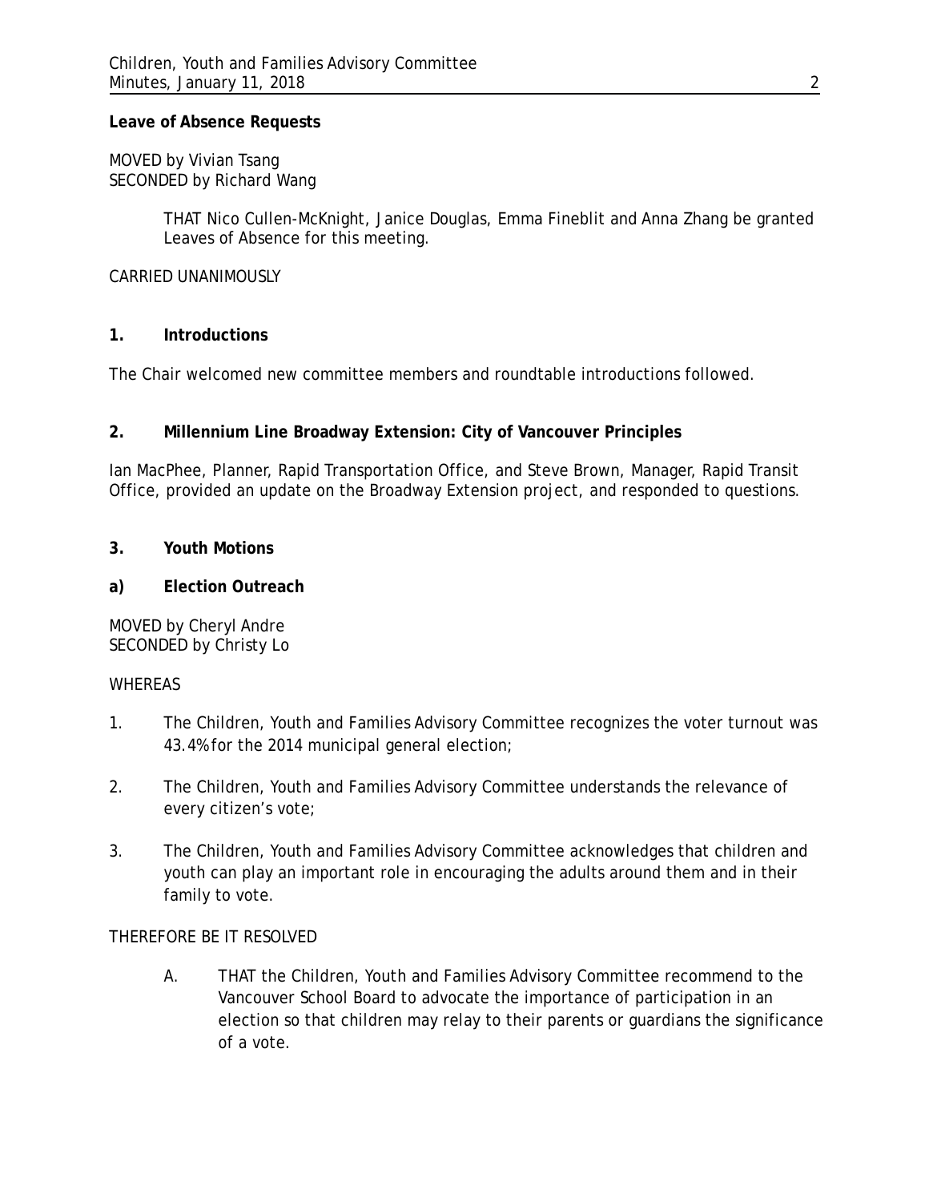**Leave of Absence Requests**

MOVED by Vivian Tsang
SECONDED by Richard Wang

> THAT Nico Cullen-McKnight, Janice Douglas, Emma Fineblit and Anna Zhang be granted Leaves of Absence for this meeting.

CARRIED UNANIMOUSLY

**1. Introductions**

The Chair welcomed new committee members and roundtable introductions followed.

**2. Millennium Line Broadway Extension: City of Vancouver Principles**

Ian MacPhee, Planner, Rapid Transportation Office, and Steve Brown, Manager, Rapid Transit Office, provided an update on the Broadway Extension project, and responded to questions.

**3. Youth Motions**

**a) Election Outreach**

MOVED by Cheryl Andre
SECONDED by Christy Lo

WHEREAS

1. The Children, Youth and Families Advisory Committee recognizes the voter turnout was 43.4% for the 2014 municipal general election;

2. The Children, Youth and Families Advisory Committee understands the relevance of every citizen's vote;

3. The Children, Youth and Families Advisory Committee acknowledges that children and youth can play an important role in encouraging the adults around them and in their family to vote.

THEREFORE BE IT RESOLVED

> A. THAT the Children, Youth and Families Advisory Committee recommend to the Vancouver School Board to advocate the importance of participation in an election so that children may relay to their parents or guardians the significance of a vote.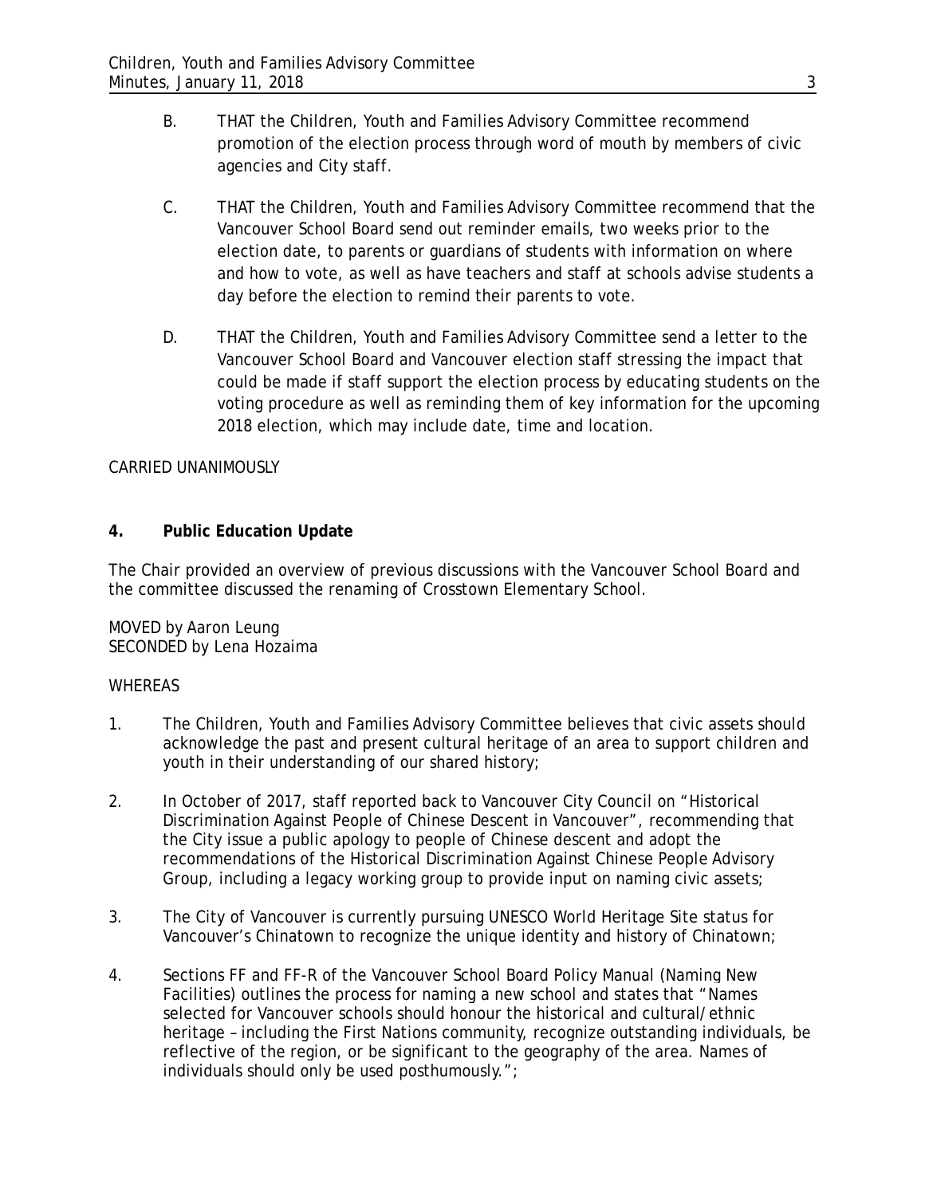B. THAT the Children, Youth and Families Advisory Committee recommend promotion of the election process through word of mouth by members of civic agencies and City staff.

C. THAT the Children, Youth and Families Advisory Committee recommend that the Vancouver School Board send out reminder emails, two weeks prior to the election date, to parents or guardians of students with information on where and how to vote, as well as have teachers and staff at schools advise students a day before the election to remind their parents to vote.

D. THAT the Children, Youth and Families Advisory Committee send a letter to the Vancouver School Board and Vancouver election staff stressing the impact that could be made if staff support the election process by educating students on the voting procedure as well as reminding them of key information for the upcoming 2018 election, which may include date, time and location.

CARRIED UNANIMOUSLY

**4. Public Education Update**

The Chair provided an overview of previous discussions with the Vancouver School Board and the committee discussed the renaming of Crosstown Elementary School.

MOVED by Aaron Leung
SECONDED by Lena Hozaima

WHEREAS

1. The Children, Youth and Families Advisory Committee believes that civic assets should acknowledge the past and present cultural heritage of an area to support children and youth in their understanding of our shared history;

2. In October of 2017, staff reported back to Vancouver City Council on "Historical Discrimination Against People of Chinese Descent in Vancouver", recommending that the City issue a public apology to people of Chinese descent and adopt the recommendations of the Historical Discrimination Against Chinese People Advisory Group, including a legacy working group to provide input on naming civic assets;

3. The City of Vancouver is currently pursuing UNESCO World Heritage Site status for Vancouver's Chinatown to recognize the unique identity and history of Chinatown;

4. Sections FF and FF-R of the Vancouver School Board Policy Manual (Naming New Facilities) outlines the process for naming a new school and states that "Names selected for Vancouver schools should honour the historical and cultural/ethnic heritage – including the First Nations community, recognize outstanding individuals, be reflective of the region, or be significant to the geography of the area. Names of individuals should only be used posthumously.";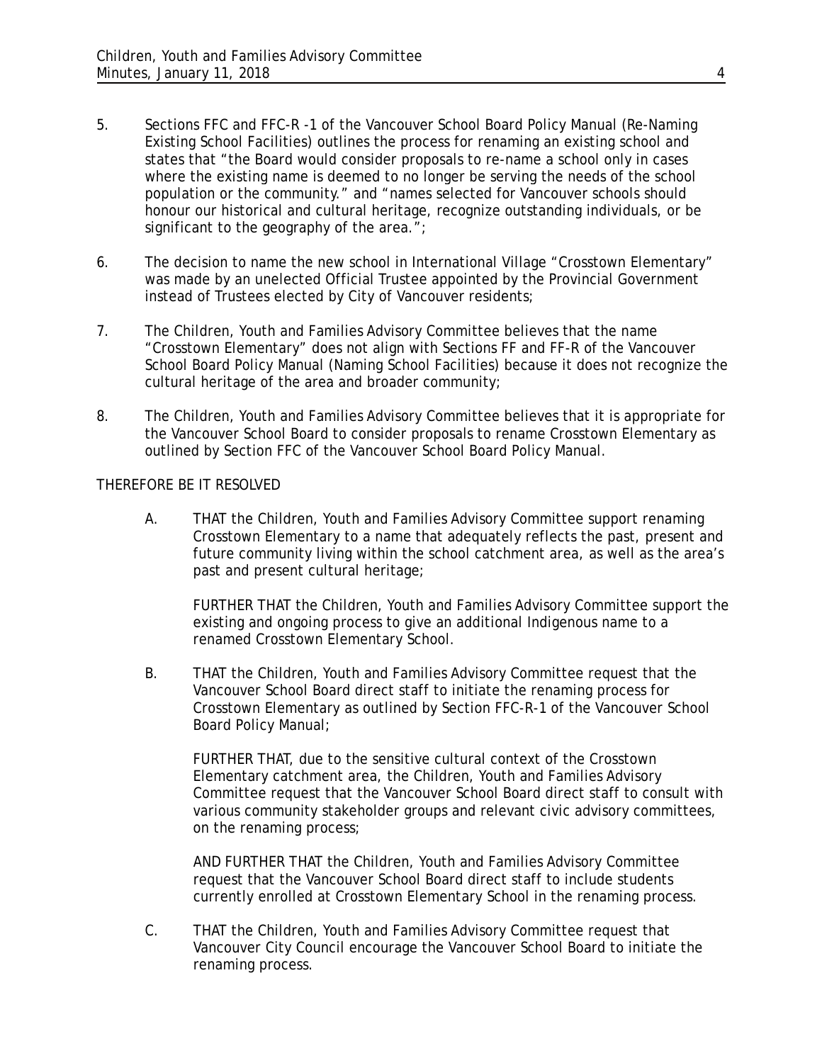5. Sections FFC and FFC-R -1 of the Vancouver School Board Policy Manual (Re-Naming Existing School Facilities) outlines the process for renaming an existing school and states that "the Board would consider proposals to re-name a school only in cases where the existing name is deemed to no longer be serving the needs of the school population or the community." and "names selected for Vancouver schools should honour our historical and cultural heritage, recognize outstanding individuals, or be significant to the geography of the area.";

6. The decision to name the new school in International Village "Crosstown Elementary" was made by an unelected Official Trustee appointed by the Provincial Government instead of Trustees elected by City of Vancouver residents;

7. The Children, Youth and Families Advisory Committee believes that the name "Crosstown Elementary" does not align with Sections FF and FF-R of the Vancouver School Board Policy Manual (Naming School Facilities) because it does not recognize the cultural heritage of the area and broader community;

8. The Children, Youth and Families Advisory Committee believes that it is appropriate for the Vancouver School Board to consider proposals to rename Crosstown Elementary as outlined by Section FFC of the Vancouver School Board Policy Manual.

THEREFORE BE IT RESOLVED

A. THAT the Children, Youth and Families Advisory Committee support renaming Crosstown Elementary to a name that adequately reflects the past, present and future community living within the school catchment area, as well as the area's past and present cultural heritage;

   FURTHER THAT the Children, Youth and Families Advisory Committee support the existing and ongoing process to give an additional Indigenous name to a renamed Crosstown Elementary School.

B. THAT the Children, Youth and Families Advisory Committee request that the Vancouver School Board direct staff to initiate the renaming process for Crosstown Elementary as outlined by Section FFC-R-1 of the Vancouver School Board Policy Manual;

   FURTHER THAT, due to the sensitive cultural context of the Crosstown Elementary catchment area, the Children, Youth and Families Advisory Committee request that the Vancouver School Board direct staff to consult with various community stakeholder groups and relevant civic advisory committees, on the renaming process;

   AND FURTHER THAT the Children, Youth and Families Advisory Committee request that the Vancouver School Board direct staff to include students currently enrolled at Crosstown Elementary School in the renaming process.

C. THAT the Children, Youth and Families Advisory Committee request that Vancouver City Council encourage the Vancouver School Board to initiate the renaming process.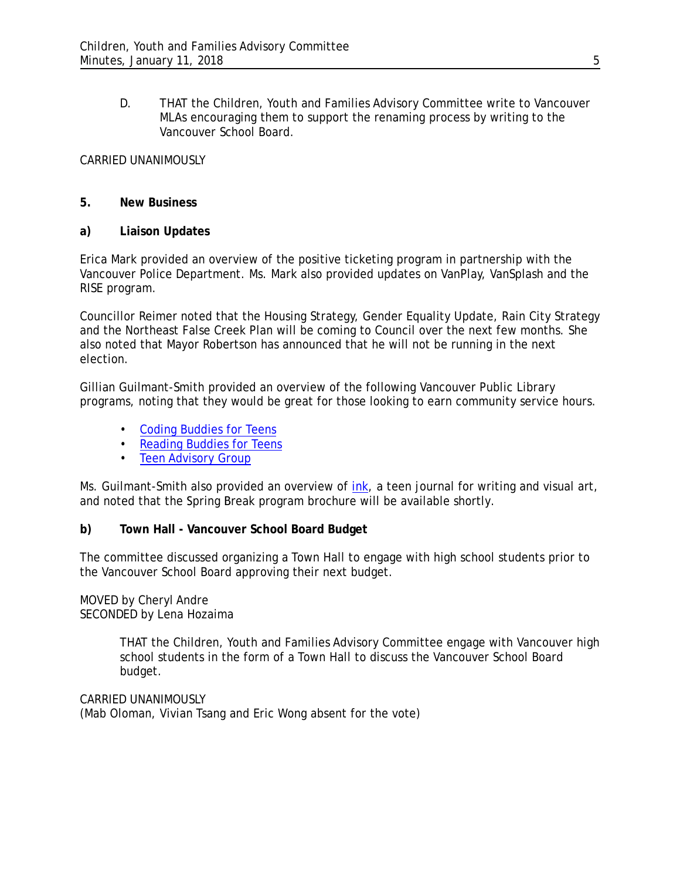D. THAT the Children, Youth and Families Advisory Committee write to Vancouver MLAs encouraging them to support the renaming process by writing to the Vancouver School Board.

CARRIED UNANIMOUSLY

## 5. New Business

### a) Liaison Updates

Erica Mark provided an overview of the positive ticketing program in partnership with the Vancouver Police Department. Ms. Mark also provided updates on VanPlay, VanSplash and the RISE program.

Councillor Reimer noted that the Housing Strategy, Gender Equality Update, Rain City Strategy and the Northeast False Creek Plan will be coming to Council over the next few months. She also noted that Mayor Robertson has announced that he will not be running in the next election.

Gillian Guilmant-Smith provided an overview of the following Vancouver Public Library programs, noting that they would be great for those looking to earn community service hours.

- Coding Buddies for Teens
- Reading Buddies for Teens
- Teen Advisory Group

Ms. Guilmant-Smith also provided an overview of ink, a teen journal for writing and visual art, and noted that the Spring Break program brochure will be available shortly.

### b) Town Hall - Vancouver School Board Budget

The committee discussed organizing a Town Hall to engage with high school students prior to the Vancouver School Board approving their next budget.

MOVED by Cheryl Andre
SECONDED by Lena Hozaima

> THAT the Children, Youth and Families Advisory Committee engage with Vancouver high school students in the form of a Town Hall to discuss the Vancouver School Board budget.

CARRIED UNANIMOUSLY
(Mab Oloman, Vivian Tsang and Eric Wong absent for the vote)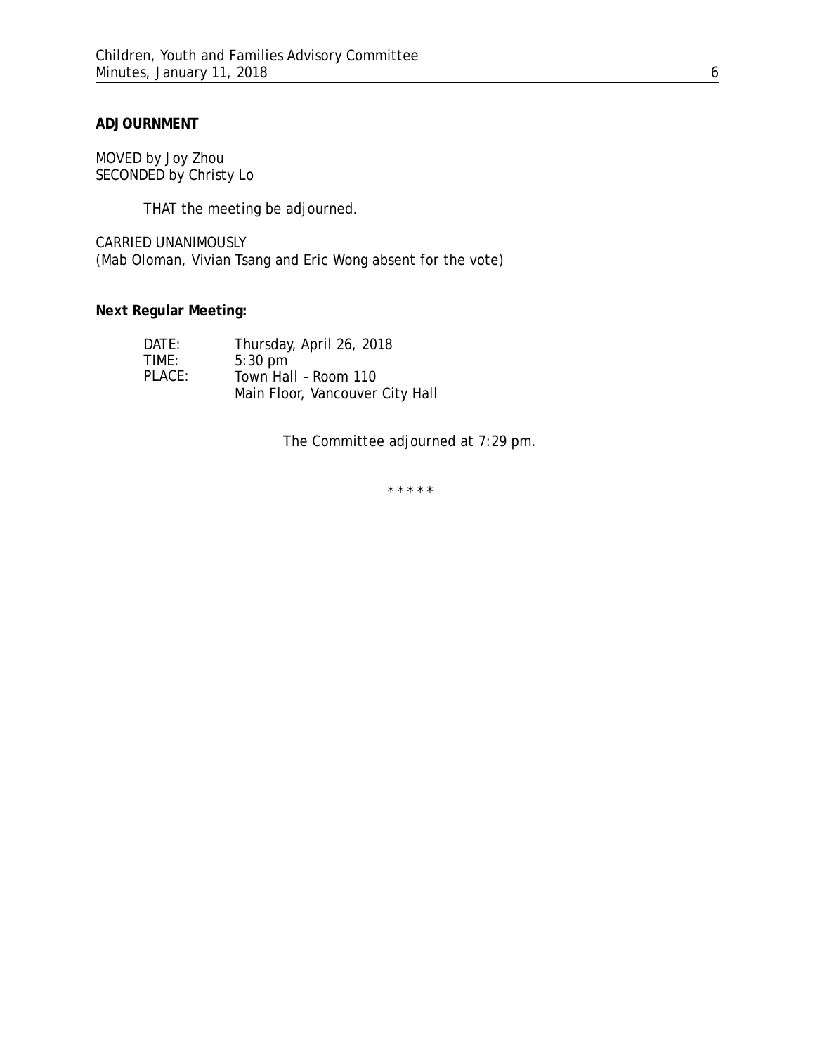**ADJOURNMENT**

MOVED by Joy Zhou
SECONDED by Christy Lo

THAT the meeting be adjourned.

CARRIED UNANIMOUSLY
(Mab Oloman, Vivian Tsang and Eric Wong absent for the vote)

**Next Regular Meeting:**

| | |
|---|---|
| DATE: | Thursday, April 26, 2018 |
| TIME: | 5:30 pm |
| PLACE: | Town Hall – Room 110<br>Main Floor, Vancouver City Hall |

The Committee adjourned at 7:29 pm.

* * * * *